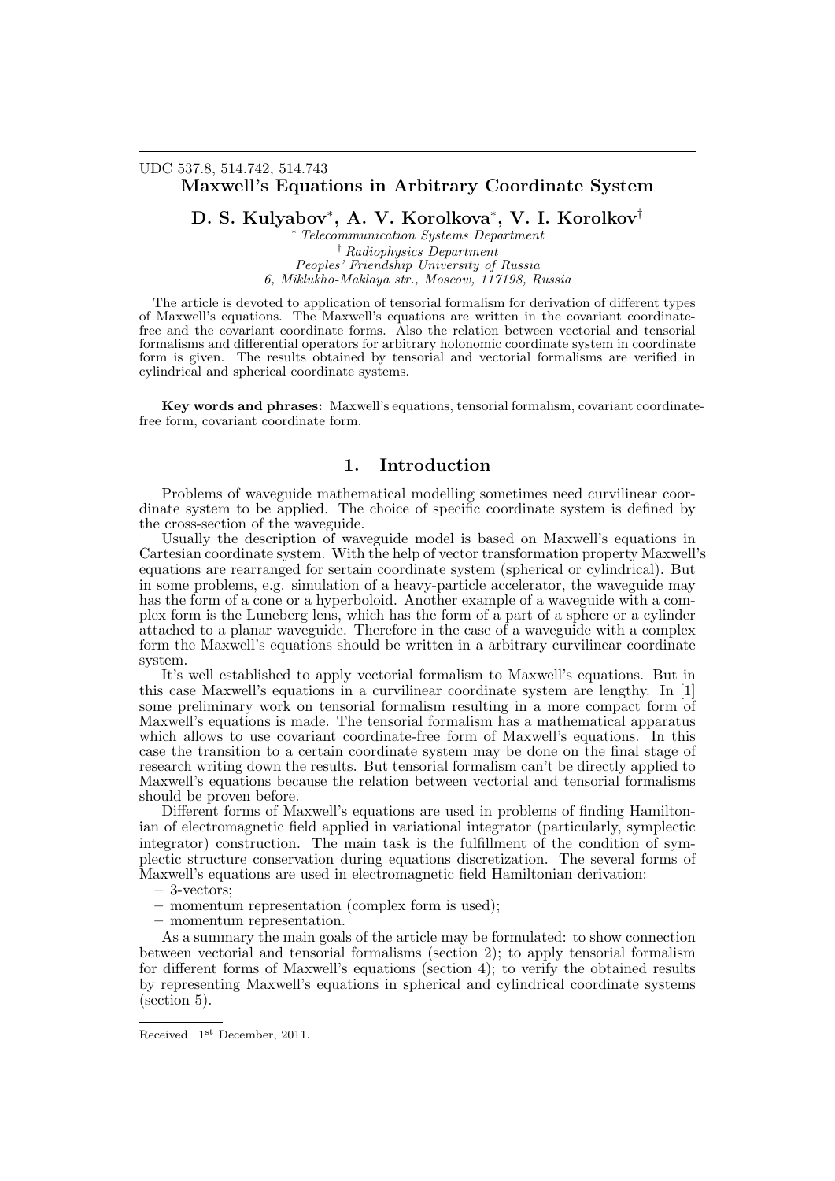UDC 537.8, 514.742, 514.743

# Maxwell's Equations in Arbitrary Coordinate System

**D. S. Kulyabov[*], A. V. Korolkova[*], V. I. Korolkov[†]**

[*] *Telecommunication Systems Department*
[†] *Radiophysics Department*
*Peoples' Friendship University of Russia*
*6, Miklukho-Maklaya str., Moscow, 117198, Russia*

The article is devoted to application of tensorial formalism for derivation of different types of Maxwell's equations. The Maxwell's equations are written in the covariant coordinate-free and the covariant coordinate forms. Also the relation between vectorial and tensorial formalisms and differential operators for arbitrary holonomic coordinate system in coordinate form is given. The results obtained by tensorial and vectorial formalisms are verified in cylindrical and spherical coordinate systems.

**Key words and phrases:** Maxwell's equations, tensorial formalism, covariant coordinate-free form, covariant coordinate form.

## 1. Introduction

Problems of waveguide mathematical modelling sometimes need curvilinear coordinate system to be applied. The choice of specific coordinate system is defined by the cross-section of the waveguide.

Usually the description of waveguide model is based on Maxwell's equations in Cartesian coordinate system. With the help of vector transformation property Maxwell's equations are rearranged for sertain coordinate system (spherical or cylindrical). But in some problems, e.g. simulation of a heavy-particle accelerator, the waveguide may has the form of a cone or a hyperboloid. Another example of a waveguide with a complex form is the Luneberg lens, which has the form of a part of a sphere or a cylinder attached to a planar waveguide. Therefore in the case of a waveguide with a complex form the Maxwell's equations should be written in a arbitrary curvilinear coordinate system.

It's well established to apply vectorial formalism to Maxwell's equations. But in this case Maxwell's equations in a curvilinear coordinate system are lengthy. In [1] some preliminary work on tensorial formalism resulting in a more compact form of Maxwell's equations is made. The tensorial formalism has a mathematical apparatus which allows to use covariant coordinate-free form of Maxwell's equations. In this case the transition to a certain coordinate system may be done on the final stage of research writing down the results. But tensorial formalism can't be directly applied to Maxwell's equations because the relation between vectorial and tensorial formalisms should be proven before.

Different forms of Maxwell's equations are used in problems of finding Hamiltonian of electromagnetic field applied in variational integrator (particularly, symplectic integrator) construction. The main task is the fulfillment of the condition of symplectic structure conservation during equations discretization. The several forms of Maxwell's equations are used in electromagnetic field Hamiltonian derivation:

– 3-vectors;
– momentum representation (complex form is used);
– momentum representation.

As a summary the main goals of the article may be formulated: to show connection between vectorial and tensorial formalisms (section 2); to apply tensorial formalism for different forms of Maxwell's equations (section 4); to verify the obtained results by representing Maxwell's equations in spherical and cylindrical coordinate systems (section 5).

Received 1st December, 2011.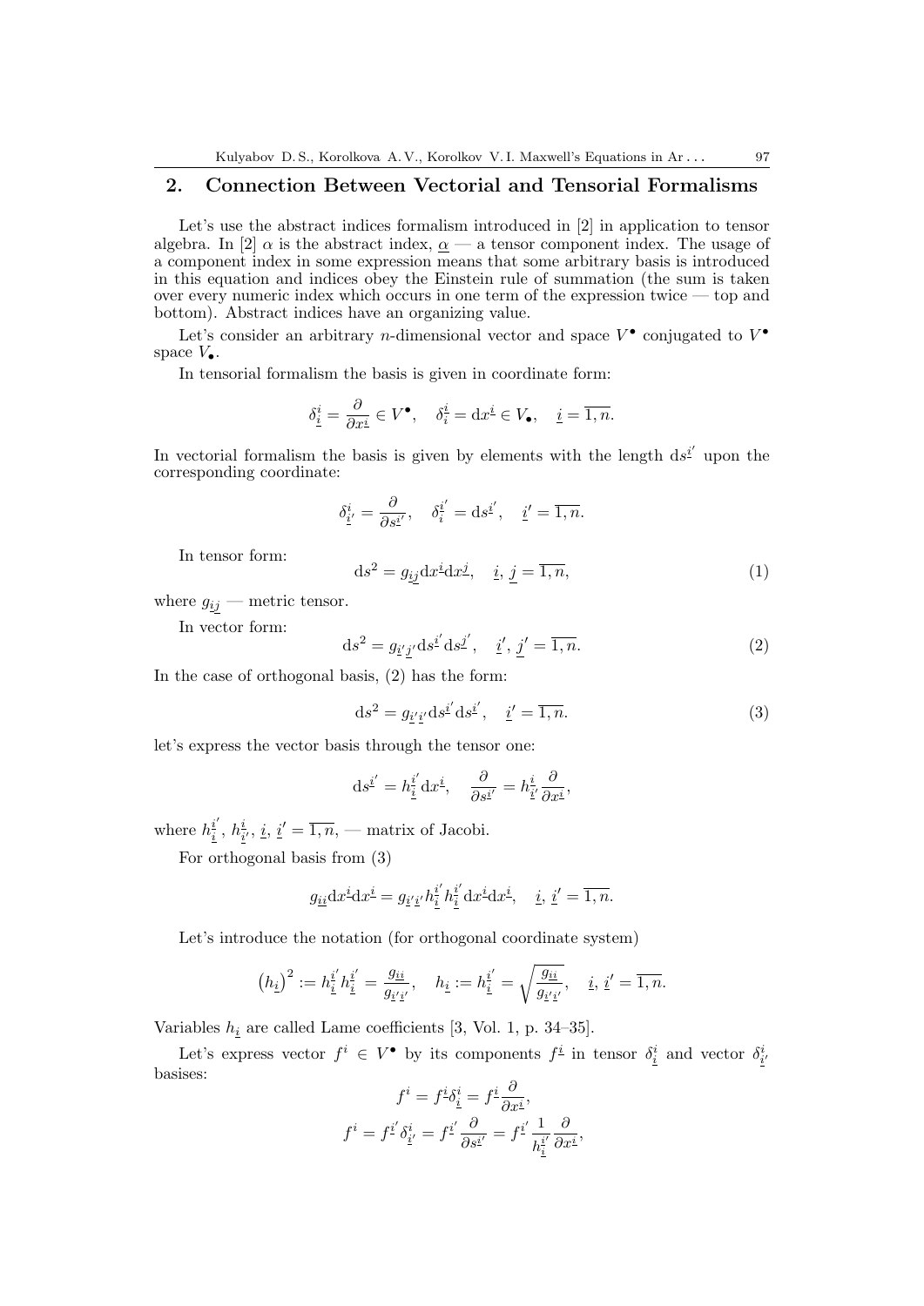## 2. Connection Between Vectorial and Tensorial Formalisms

Let's use the abstract indices formalism introduced in [2] in application to tensor algebra. In [2] $\alpha$ is the abstract index, $\underline{\alpha}$ — a tensor component index. The usage of a component index in some expression means that some arbitrary basis is introduced in this equation and indices obey the Einstein rule of summation (the sum is taken over every numeric index which occurs in one term of the expression twice — top and bottom). Abstract indices have an organizing value.

Let's consider an arbitrary $n$-dimensional vector and space $V^{\bullet}$ conjugated to $V^{\bullet}$ space $V_{\bullet}$.

In tensorial formalism the basis is given in coordinate form:

$$\delta^{i}_{\underline{i}} = \frac{\partial}{\partial x^{\underline{i}}} \in V^{\bullet}, \quad \delta^{\underline{i}}_{i} = \mathrm{d}x^{\underline{i}} \in V_{\bullet}, \quad \underline{i} = \overline{1,n}.$$

In vectorial formalism the basis is given by elements with the length $\mathrm{d}s^{\underline{i}'}$ upon the corresponding coordinate:

$$\delta^{i}_{\underline{i}'} = \frac{\partial}{\partial s^{\underline{i}'}}, \quad \delta^{\underline{i}'}_{i} = \mathrm{d}s^{\underline{i}'}, \quad \underline{i}' = \overline{1,n}.$$

In tensor form:

$$\mathrm{d}s^{2} = g_{\underline{i}\underline{j}} \mathrm{d}x^{\underline{i}} \mathrm{d}x^{\underline{j}}, \quad \underline{i}, \underline{j} = \overline{1,n}, \tag{1}$$

where $g_{\underline{i}\underline{j}}$ — metric tensor.

In vector form:

$$\mathrm{d}s^{2} = g_{\underline{i}'\underline{j}'} \mathrm{d}s^{\underline{i}'} \mathrm{d}s^{\underline{j}'}, \quad \underline{i}', \underline{j}' = \overline{1,n}. \tag{2}$$

In the case of orthogonal basis, (2) has the form:

$$\mathrm{d}s^{2} = g_{\underline{i}'\underline{i}'} \mathrm{d}s^{\underline{i}'} \mathrm{d}s^{\underline{i}'}, \quad \underline{i}' = \overline{1,n}. \tag{3}$$

let's express the vector basis through the tensor one:

$$\mathrm{d}s^{\underline{i}'} = h^{\underline{i}'}_{\underline{i}} \mathrm{d}x^{\underline{i}}, \quad \frac{\partial}{\partial s^{\underline{i}'}} = h^{\underline{i}}_{\underline{i}'} \frac{\partial}{\partial x^{\underline{i}}},$$

where $h^{\underline{i}'}_{\underline{i}}$, $h^{\underline{i}}_{\underline{i}'}$, $\underline{i}$, $\underline{i}' = \overline{1,n}$, — matrix of Jacobi.

For orthogonal basis from (3)

$$g_{\underline{i}\underline{i}} \mathrm{d}x^{\underline{i}} \mathrm{d}x^{\underline{i}} = g_{\underline{i}'\underline{i}'} h^{\underline{i}'}_{\underline{i}} h^{\underline{i}'}_{\underline{i}} \mathrm{d}x^{\underline{i}} \mathrm{d}x^{\underline{i}}, \quad \underline{i}, \underline{i}' = \overline{1,n}.$$

Let's introduce the notation (for orthogonal coordinate system)

$$\left(h_{\underline{i}}\right)^{2} := h^{\underline{i}'}_{\underline{i}} h^{\underline{i}'}_{\underline{i}} = \frac{g_{\underline{i}\underline{i}}}{g_{\underline{i}'\underline{i}'}}, \quad h_{\underline{i}} := h^{\underline{i}'}_{\underline{i}} = \sqrt{\frac{g_{\underline{i}\underline{i}}}{g_{\underline{i}'\underline{i}'}}}, \quad \underline{i}, \underline{i}' = \overline{1,n}.$$

Variables $h_{\underline{i}}$ are called Lame coefficients [3, Vol. 1, p. 34–35].

Let's express vector $f^{i} \in V^{\bullet}$ by its components $f^{\underline{i}}$ in tensor $\delta^{i}_{\underline{i}}$ and vector $\delta^{i}_{\underline{i}'}$ basises:

$$f^{i} = f^{\underline{i}} \delta^{i}_{\underline{i}} = f^{\underline{i}} \frac{\partial}{\partial x^{\underline{i}}},$$

$$f^{i} = f^{\underline{i}'} \delta^{i}_{\underline{i}'} = f^{\underline{i}'} \frac{\partial}{\partial s^{\underline{i}'}} = f^{\underline{i}'} \frac{1}{h^{\underline{i}'}_{\underline{i}}} \frac{\partial}{\partial x^{\underline{i}}},$$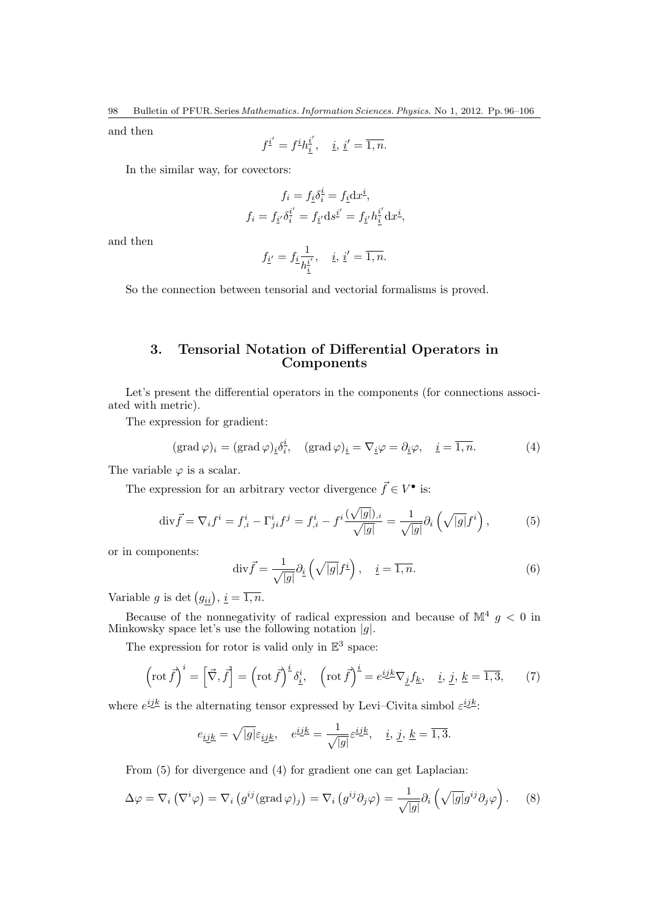and then

$$f^{\underline{i}'} = f^{\underline{i}} h^{\underline{i}'}_{\underline{i}}, \quad \underline{i},\, \underline{i}' = \overline{1,n}.$$

In the similar way, for covectors:

$$f_i = f_{\underline{i}} \delta^{\underline{i}}_i = f_{\underline{i}} \mathrm{d}x^{\underline{i}},$$
$$f_i = f_{\underline{i}'} \delta^{\underline{i}'}_i = f_{\underline{i}'} \mathrm{d}s^{\underline{i}'} = f_{\underline{i}'} h^{\underline{i}'}_{\underline{i}} \mathrm{d}x^{\underline{i}},$$

and then

$$f_{\underline{i}'} = f_{\underline{i}} \frac{1}{h^{\underline{i}'}_{\underline{i}}}, \quad \underline{i},\, \underline{i}' = \overline{1,n}.$$

So the connection between tensorial and vectorial formalisms is proved.

## 3. Tensorial Notation of Differential Operators in Components

Let's present the differential operators in the components (for connections associated with metric).

The expression for gradient:

$$(\operatorname{grad} \varphi)_i = (\operatorname{grad} \varphi)_{\underline{i}} \delta^{\underline{i}}_i, \quad (\operatorname{grad} \varphi)_{\underline{i}} = \nabla_{\underline{i}} \varphi = \partial_{\underline{i}} \varphi, \quad \underline{i} = \overline{1,n}. \tag{4}$$

The variable $\varphi$ is a scalar.

The expression for an arbitrary vector divergence $\vec{f} \in V^{\bullet}$ is:

$$\operatorname{div} \vec{f} = \nabla_i f^i = f^i_{,i} - \Gamma^i_{ji} f^j = f^i_{,i} - f^i \frac{(\sqrt{|g|})_{,i}}{\sqrt{|g|}} = \frac{1}{\sqrt{|g|}} \partial_i \left( \sqrt{|g|} f^i \right), \tag{5}$$

or in components:

$$\operatorname{div} \vec{f} = \frac{1}{\sqrt{|g|}} \partial_{\underline{i}} \left( \sqrt{|g|} f^{\underline{i}} \right), \quad \underline{i} = \overline{1,n}. \tag{6}$$

Variable $g$ is $\det \left( g_{\underline{i}\underline{i}} \right)$, $\underline{i} = \overline{1,n}$.

Because of the nonnegativity of radical expression and because of $\mathbb{M}^4$ $g < 0$ in Minkowsky space let's use the following notation $|g|$.

The expression for rotor is valid only in $\mathbb{E}^3$ space:

$$\left( \operatorname{rot} \vec{f} \right)^i = \left[ \vec{\nabla}, \vec{f} \right] = \left( \operatorname{rot} \vec{f} \right)^{\underline{i}} \delta^i_{\underline{i}}, \quad \left( \operatorname{rot} \vec{f} \right)^{\underline{i}} = e^{\underline{i}\underline{j}\underline{k}} \nabla_{\underline{j}} f_{\underline{k}}, \quad \underline{i},\, \underline{j},\, \underline{k} = \overline{1,3}, \tag{7}$$

where $e^{\underline{i}\underline{j}\underline{k}}$ is the alternating tensor expressed by Levi–Civita simbol $\varepsilon^{\underline{i}\underline{j}\underline{k}}$:

$$e_{\underline{i}\underline{j}\underline{k}} = \sqrt{|g|} \varepsilon_{\underline{i}\underline{j}\underline{k}}, \quad e^{\underline{i}\underline{j}\underline{k}} = \frac{1}{\sqrt{|g|}} \varepsilon^{\underline{i}\underline{j}\underline{k}}, \quad \underline{i},\, \underline{j},\, \underline{k} = \overline{1,3}.$$

From (5) for divergence and (4) for gradient one can get Laplacian:

$$\Delta \varphi = \nabla_i \left( \nabla^i \varphi \right) = \nabla_i \left( g^{ij} (\operatorname{grad} \varphi)_j \right) = \nabla_i \left( g^{ij} \partial_j \varphi \right) = \frac{1}{\sqrt{|g|}} \partial_i \left( \sqrt{|g|} g^{ij} \partial_j \varphi \right). \tag{8}$$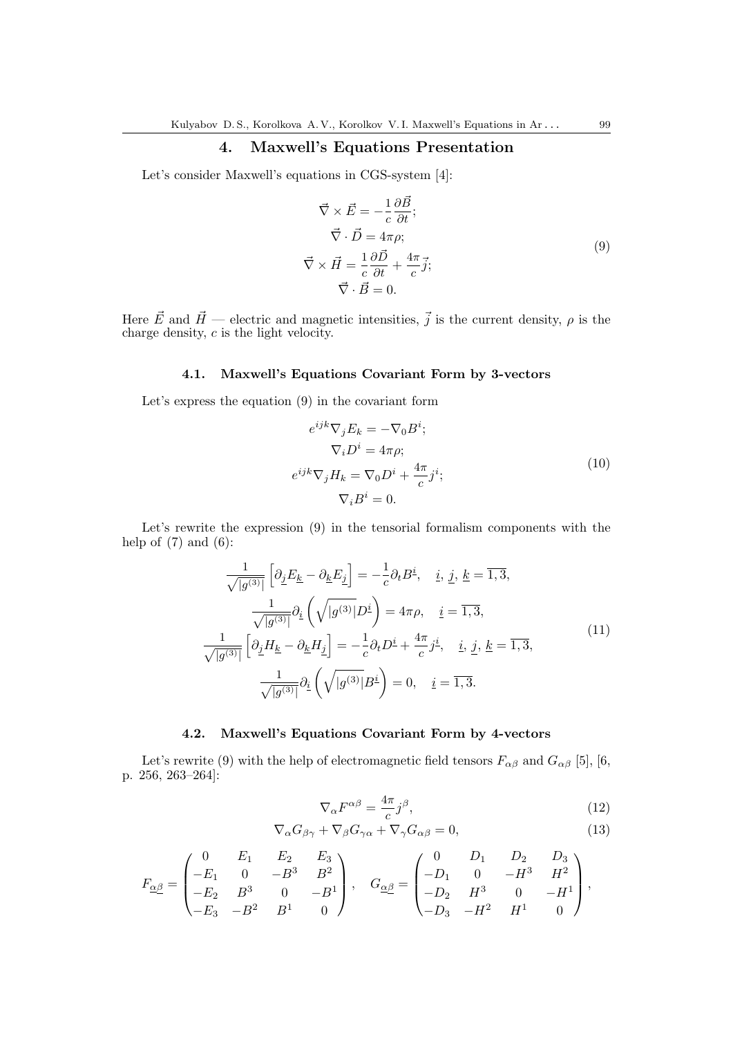## 4. Maxwell's Equations Presentation

Let's consider Maxwell's equations in CGS-system [4]:

$$
\begin{aligned}
\vec{\nabla} \times \vec{E} &= -\frac{1}{c}\frac{\partial \vec{B}}{\partial t};\\
\vec{\nabla} \cdot \vec{D} &= 4\pi\rho;\\
\vec{\nabla} \times \vec{H} &= \frac{1}{c}\frac{\partial \vec{D}}{\partial t} + \frac{4\pi}{c}\vec{j};\\
\vec{\nabla} \cdot \vec{B} &= 0.
\end{aligned}
\tag{9}
$$

Here $\vec{E}$ and $\vec{H}$ — electric and magnetic intensities, $\vec{j}$ is the current density, $\rho$ is the charge density, $c$ is the light velocity.

### 4.1. Maxwell's Equations Covariant Form by 3-vectors

Let's express the equation (9) in the covariant form

$$
\begin{aligned}
e^{ijk}\nabla_j E_k &= -\nabla_0 B^i;\\
\nabla_i D^i &= 4\pi\rho;\\
e^{ijk}\nabla_j H_k &= \nabla_0 D^i + \frac{4\pi}{c} j^i;\\
\nabla_i B^i &= 0.
\end{aligned}
\tag{10}
$$

Let's rewrite the expression (9) in the tensorial formalism components with the help of (7) and (6):

$$
\begin{aligned}
\frac{1}{\sqrt{|g^{(3)}|}}\left[\partial_{\underline{j}} E_{\underline{k}} - \partial_{\underline{k}} E_{\underline{j}}\right] &= -\frac{1}{c}\partial_t B^{\underline{i}}, \quad \underline{i},\, \underline{j},\, \underline{k} = \overline{1,3},\\
\frac{1}{\sqrt{|g^{(3)}|}}\partial_{\underline{i}}\left(\sqrt{|g^{(3)}|} D^{\underline{i}}\right) &= 4\pi\rho, \quad \underline{i} = \overline{1,3},\\
\frac{1}{\sqrt{|g^{(3)}|}}\left[\partial_{\underline{j}} H_{\underline{k}} - \partial_{\underline{k}} H_{\underline{j}}\right] &= -\frac{1}{c}\partial_t D^{\underline{i}} + \frac{4\pi}{c} j^{\underline{i}}, \quad \underline{i},\, \underline{j},\, \underline{k} = \overline{1,3},\\
\frac{1}{\sqrt{|g^{(3)}|}}\partial_{\underline{i}}\left(\sqrt{|g^{(3)}|} B^{\underline{i}}\right) &= 0, \quad \underline{i} = \overline{1,3}.
\end{aligned}
\tag{11}
$$

### 4.2. Maxwell's Equations Covariant Form by 4-vectors

Let's rewrite (9) with the help of electromagnetic field tensors $F_{\alpha\beta}$ and $G_{\alpha\beta}$ [5], [6, p. 256, 263–264]:

$$
\nabla_\alpha F^{\alpha\beta} = \frac{4\pi}{c} j^\beta, \tag{12}
$$

$$
\nabla_\alpha G_{\beta\gamma} + \nabla_\beta G_{\gamma\alpha} + \nabla_\gamma G_{\alpha\beta} = 0, \tag{13}
$$

$$
F_{\underline{\alpha\beta}} = \begin{pmatrix} 0 & E_1 & E_2 & E_3 \\ -E_1 & 0 & -B^3 & B^2 \\ -E_2 & B^3 & 0 & -B^1 \\ -E_3 & -B^2 & B^1 & 0 \end{pmatrix}, \quad
G_{\underline{\alpha\beta}} = \begin{pmatrix} 0 & D_1 & D_2 & D_3 \\ -D_1 & 0 & -H^3 & H^2 \\ -D_2 & H^3 & 0 & -H^1 \\ -D_3 & -H^2 & H^1 & 0 \end{pmatrix},
$$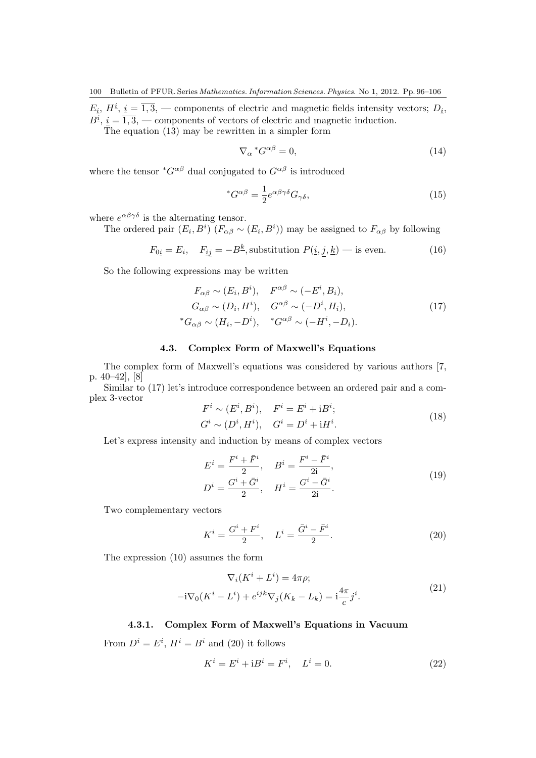$E_{\underline{i}}$, $H^{\underline{i}}$, $\underline{i} = \overline{1,3}$, — components of electric and magnetic fields intensity vectors; $D_{\underline{i}}$, $B^{\underline{i}}$, $\underline{i} = \overline{1,3}$, — components of vectors of electric and magnetic induction.

The equation (13) may be rewritten in a simpler form

$$\nabla_{\alpha} {}^{*}G^{\alpha\beta} = 0, \tag{14}$$

where the tensor ${}^{*}G^{\alpha\beta}$ dual conjugated to $G^{\alpha\beta}$ is introduced

$${}^{*}G^{\alpha\beta} = \frac{1}{2} e^{\alpha\beta\gamma\delta} G_{\gamma\delta}, \tag{15}$$

where $e^{\alpha\beta\gamma\delta}$ is the alternating tensor.

The ordered pair $(E_i, B^i)$ $(F_{\alpha\beta} \sim (E_i, B^i))$ may be assigned to $F_{\alpha\beta}$ by following

$$F_{0\underline{i}} = E_i, \quad F_{\underline{i}\underline{j}} = -B^{\underline{k}}, \text{substitution } P(\underline{i}, \underline{j}, \underline{k}) \text{ — is even.} \tag{16}$$

So the following expressions may be written

$$\begin{aligned} F_{\alpha\beta} &\sim (E_i, B^i), \quad F^{\alpha\beta} \sim (-E^i, B_i), \\ G_{\alpha\beta} &\sim (D_i, H^i), \quad G^{\alpha\beta} \sim (-D^i, H_i), \\ {}^{*}G_{\alpha\beta} &\sim (H_i, -D^i), \quad {}^{*}G^{\alpha\beta} \sim (-H^i, -D_i). \end{aligned} \tag{17}$$

### 4.3. Complex Form of Maxwell's Equations

The complex form of Maxwell's equations was considered by various authors [7, p. 40–42], [8]

Similar to (17) let's introduce correspondence between an ordered pair and a complex 3-vector

$$\begin{aligned} F^i &\sim (E^i, B^i), \quad F^i = E^i + \mathrm{i}B^i; \\ G^i &\sim (D^i, H^i), \quad G^i = D^i + \mathrm{i}H^i. \end{aligned} \tag{18}$$

Let's express intensity and induction by means of complex vectors

$$\begin{aligned} E^i &= \frac{F^i + \bar{F}^i}{2}, \quad B^i = \frac{F^i - \bar{F}^i}{2\mathrm{i}}, \\ D^i &= \frac{G^i + \bar{G}^i}{2}, \quad H^i = \frac{G^i - \bar{G}^i}{2\mathrm{i}}. \end{aligned} \tag{19}$$

Two complementary vectors

$$K^i = \frac{G^i + F^i}{2}, \quad L^i = \frac{\bar{G}^i - \bar{F}^i}{2}. \tag{20}$$

The expression (10) assumes the form

$$\begin{aligned} &\nabla_i (K^i + L^i) = 4\pi\rho; \\ -\mathrm{i}\nabla_0 (K^i - L^i) &+ e^{ijk} \nabla_j (K_k - L_k) = \mathrm{i}\frac{4\pi}{c} j^i. \end{aligned} \tag{21}$$

#### 4.3.1. Complex Form of Maxwell's Equations in Vacuum

From $D^i = E^i$, $H^i = B^i$ and (20) it follows

$$K^i = E^i + \mathrm{i}B^i = F^i, \quad L^i = 0. \tag{22}$$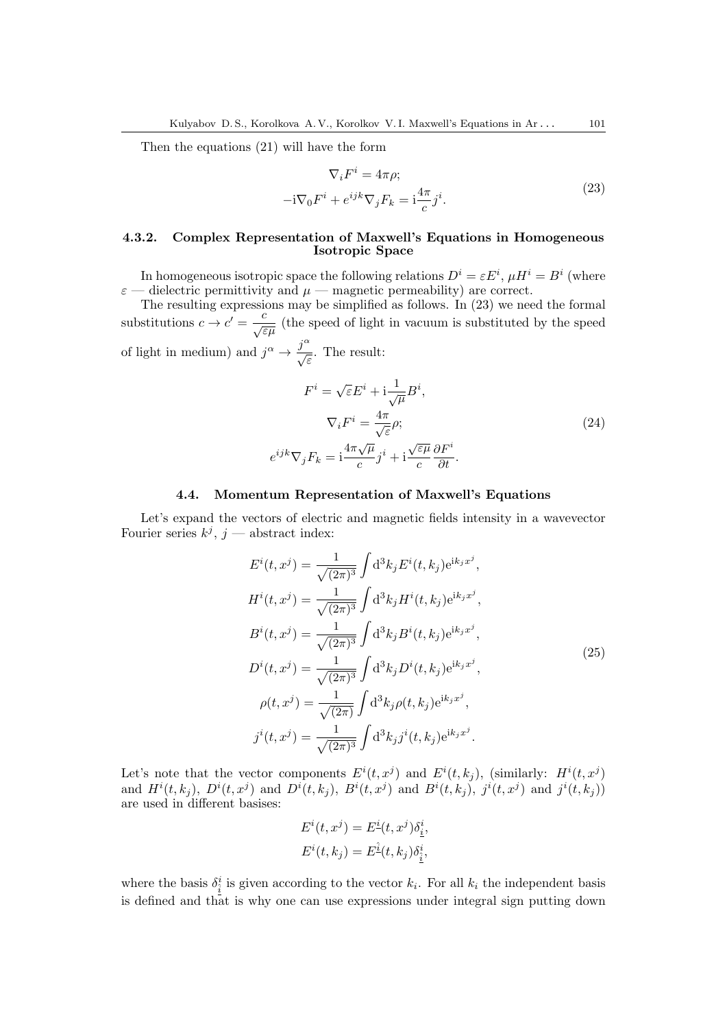Then the equations (21) will have the form

$$
\begin{gathered}
\nabla_i F^i = 4\pi\rho; \\
-\mathrm{i}\nabla_0 F^i + e^{ijk}\nabla_j F_k = \mathrm{i}\frac{4\pi}{c} j^i.
\end{gathered}
\tag{23}
$$

#### 4.3.2. Complex Representation of Maxwell's Equations in Homogeneous Isotropic Space

In homogeneous isotropic space the following relations $D^i = \varepsilon E^i$, $\mu H^i = B^i$ (where $\varepsilon$ — dielectric permittivity and $\mu$ — magnetic permeability) are correct.

The resulting expressions may be simplified as follows. In (23) we need the formal substitutions $c \to c' = \dfrac{c}{\sqrt{\varepsilon\mu}}$ (the speed of light in vacuum is substituted by the speed of light in medium) and $j^\alpha \to \dfrac{j^\alpha}{\sqrt{\varepsilon}}$. The result:

$$
\begin{gathered}
F^i = \sqrt{\varepsilon} E^i + \mathrm{i}\frac{1}{\sqrt{\mu}} B^i, \\
\nabla_i F^i = \frac{4\pi}{\sqrt{\varepsilon}}\rho; \\
e^{ijk}\nabla_j F_k = \mathrm{i}\frac{4\pi\sqrt{\mu}}{c} j^i + \mathrm{i}\frac{\sqrt{\varepsilon\mu}}{c}\frac{\partial F^i}{\partial t}.
\end{gathered}
\tag{24}
$$

### 4.4. Momentum Representation of Maxwell's Equations

Let's expand the vectors of electric and magnetic fields intensity in a wavevector Fourier series $k^j$, $j$ — abstract index:

$$
\begin{gathered}
E^i(t, x^j) = \frac{1}{\sqrt{(2\pi)^3}} \int \mathrm{d}^3 k_j E^i(t, k_j) \mathrm{e}^{\mathrm{i}k_j x^j}, \\
H^i(t, x^j) = \frac{1}{\sqrt{(2\pi)^3}} \int \mathrm{d}^3 k_j H^i(t, k_j) \mathrm{e}^{\mathrm{i}k_j x^j}, \\
B^i(t, x^j) = \frac{1}{\sqrt{(2\pi)^3}} \int \mathrm{d}^3 k_j B^i(t, k_j) \mathrm{e}^{\mathrm{i}k_j x^j}, \\
D^i(t, x^j) = \frac{1}{\sqrt{(2\pi)^3}} \int \mathrm{d}^3 k_j D^i(t, k_j) \mathrm{e}^{\mathrm{i}k_j x^j}, \\
\rho(t, x^j) = \frac{1}{\sqrt{(2\pi)}} \int \mathrm{d}^3 k_j \rho(t, k_j) \mathrm{e}^{\mathrm{i}k_j x^j}, \\
j^i(t, x^j) = \frac{1}{\sqrt{(2\pi)^3}} \int \mathrm{d}^3 k_j j^i(t, k_j) \mathrm{e}^{\mathrm{i}k_j x^j}.
\end{gathered}
\tag{25}
$$

Let's note that the vector components $E^i(t, x^j)$ and $E^i(t, k_j)$, (similarly: $H^i(t, x^j)$ and $H^i(t, k_j)$, $D^i(t, x^j)$ and $D^i(t, k_j)$, $B^i(t, x^j)$ and $B^i(t, k_j)$, $j^i(t, x^j)$ and $j^i(t, k_j)$) are used in different basises:

$$
\begin{gathered}
E^i(t, x^j) = E^{\underline{i}}(t, x^j)\delta^i_{\underline{i}}, \\
E^i(t, k_j) = E^{\hat{\underline{i}}}(t, k_j)\delta^i_{\hat{\underline{i}}},
\end{gathered}
$$

where the basis $\delta^i_{\hat{\underline{i}}}$ is given according to the vector $k_i$. For all $k_i$ the independent basis is defined and that is why one can use expressions under integral sign putting down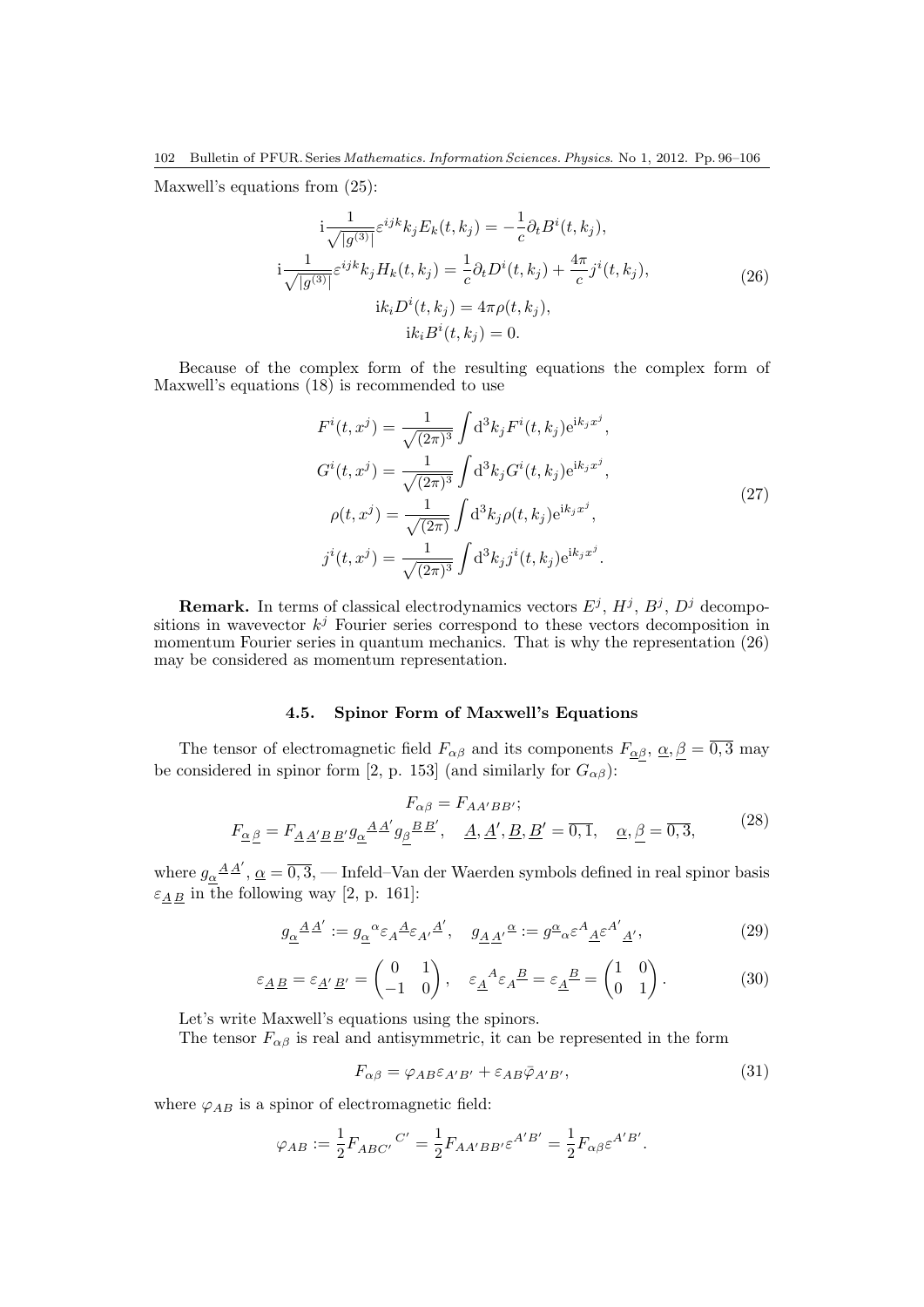Maxwell's equations from (25):

$$
\begin{gathered}
\mathrm{i}\frac{1}{\sqrt{|g^{(3)}|}}\varepsilon^{ijk}k_j E_k(t,k_j) = -\frac{1}{c}\partial_t B^i(t,k_j),\\
\mathrm{i}\frac{1}{\sqrt{|g^{(3)}|}}\varepsilon^{ijk}k_j H_k(t,k_j) = \frac{1}{c}\partial_t D^i(t,k_j) + \frac{4\pi}{c}j^i(t,k_j),\\
\mathrm{i}k_i D^i(t,k_j) = 4\pi\rho(t,k_j),\\
\mathrm{i}k_i B^i(t,k_j) = 0.
\end{gathered}
\tag{26}
$$

Because of the complex form of the resulting equations the complex form of Maxwell's equations (18) is recommended to use

$$
\begin{gathered}
F^i(t,x^j) = \frac{1}{\sqrt{(2\pi)^3}}\int \mathrm{d}^3 k_j F^i(t,k_j)\mathrm{e}^{\mathrm{i}k_j x^j},\\
G^i(t,x^j) = \frac{1}{\sqrt{(2\pi)^3}}\int \mathrm{d}^3 k_j G^i(t,k_j)\mathrm{e}^{\mathrm{i}k_j x^j},\\
\rho(t,x^j) = \frac{1}{\sqrt{(2\pi)}}\int \mathrm{d}^3 k_j \rho(t,k_j)\mathrm{e}^{\mathrm{i}k_j x^j},\\
j^i(t,x^j) = \frac{1}{\sqrt{(2\pi)^3}}\int \mathrm{d}^3 k_j j^i(t,k_j)\mathrm{e}^{\mathrm{i}k_j x^j}.
\end{gathered}
\tag{27}
$$

**Remark.** In terms of classical electrodynamics vectors $E^j$, $H^j$, $B^j$, $D^j$ decompositions in wavevector $k^j$ Fourier series correspond to these vectors decomposition in momentum Fourier series in quantum mechanics. That is why the representation (26) may be considered as momentum representation.

### 4.5. Spinor Form of Maxwell's Equations

The tensor of electromagnetic field $F_{\alpha\beta}$ and its components $F_{\underline{\alpha}\underline{\beta}}$, $\underline{\alpha}, \underline{\beta} = \overline{0,3}$ may be considered in spinor form [2, p. 153] (and similarly for $G_{\alpha\beta}$):

$$
\begin{gathered}
F_{\alpha\beta} = F_{AA'BB'};\\
F_{\underline{\alpha}\,\underline{\beta}} = F_{\underline{A}\,\underline{A}'\underline{B}\,\underline{B}'} g_{\underline{\alpha}}{}^{\underline{A}\,\underline{A}'} g_{\underline{\beta}}{}^{\underline{B}\,\underline{B}'}, \quad \underline{A}, \underline{A}', \underline{B}, \underline{B}' = \overline{0,1}, \quad \underline{\alpha}, \underline{\beta} = \overline{0,3},
\end{gathered}
\tag{28}
$$

where $g_{\underline{\alpha}}{}^{\underline{A}\,\underline{A}'}$, $\underline{\alpha} = \overline{0,3}$, — Infeld–Van der Waerden symbols defined in real spinor basis $\varepsilon_{\underline{A}\,\underline{B}}$ in the following way [2, p. 161]:

$$
g_{\underline{\alpha}}{}^{\underline{A}\,\underline{A}'} := g_{\underline{\alpha}}{}^{\alpha}\varepsilon_A{}^{\underline{A}}\varepsilon_{A'}{}^{\underline{A}'}, \quad g_{\underline{A}\,\underline{A}'}{}^{\underline{\alpha}} := g^{\underline{\alpha}}{}_{\alpha}\varepsilon^A{}_{\underline{A}}\varepsilon^{A'}{}_{\underline{A}'},
\tag{29}
$$

$$
\varepsilon_{\underline{A}\,\underline{B}} = \varepsilon_{\underline{A}'\,\underline{B}'} = \begin{pmatrix} 0 & 1\\ -1 & 0 \end{pmatrix}, \quad \varepsilon_{\underline{A}}{}^{A}\varepsilon_A{}^{\underline{B}} = \varepsilon_{\underline{A}}{}^{\underline{B}} = \begin{pmatrix} 1 & 0\\ 0 & 1 \end{pmatrix}.
\tag{30}
$$

Let's write Maxwell's equations using the spinors.

The tensor $F_{\alpha\beta}$ is real and antisymmetric, it can be represented in the form

$$
F_{\alpha\beta} = \varphi_{AB}\varepsilon_{A'B'} + \varepsilon_{AB}\bar{\varphi}_{A'B'},
\tag{31}
$$

where $\varphi_{AB}$ is a spinor of electromagnetic field:

$$
\varphi_{AB} := \frac{1}{2}F_{ABC'}{}^{C'} = \frac{1}{2}F_{AA'BB'}\varepsilon^{A'B'} = \frac{1}{2}F_{\alpha\beta}\varepsilon^{A'B'}.
$$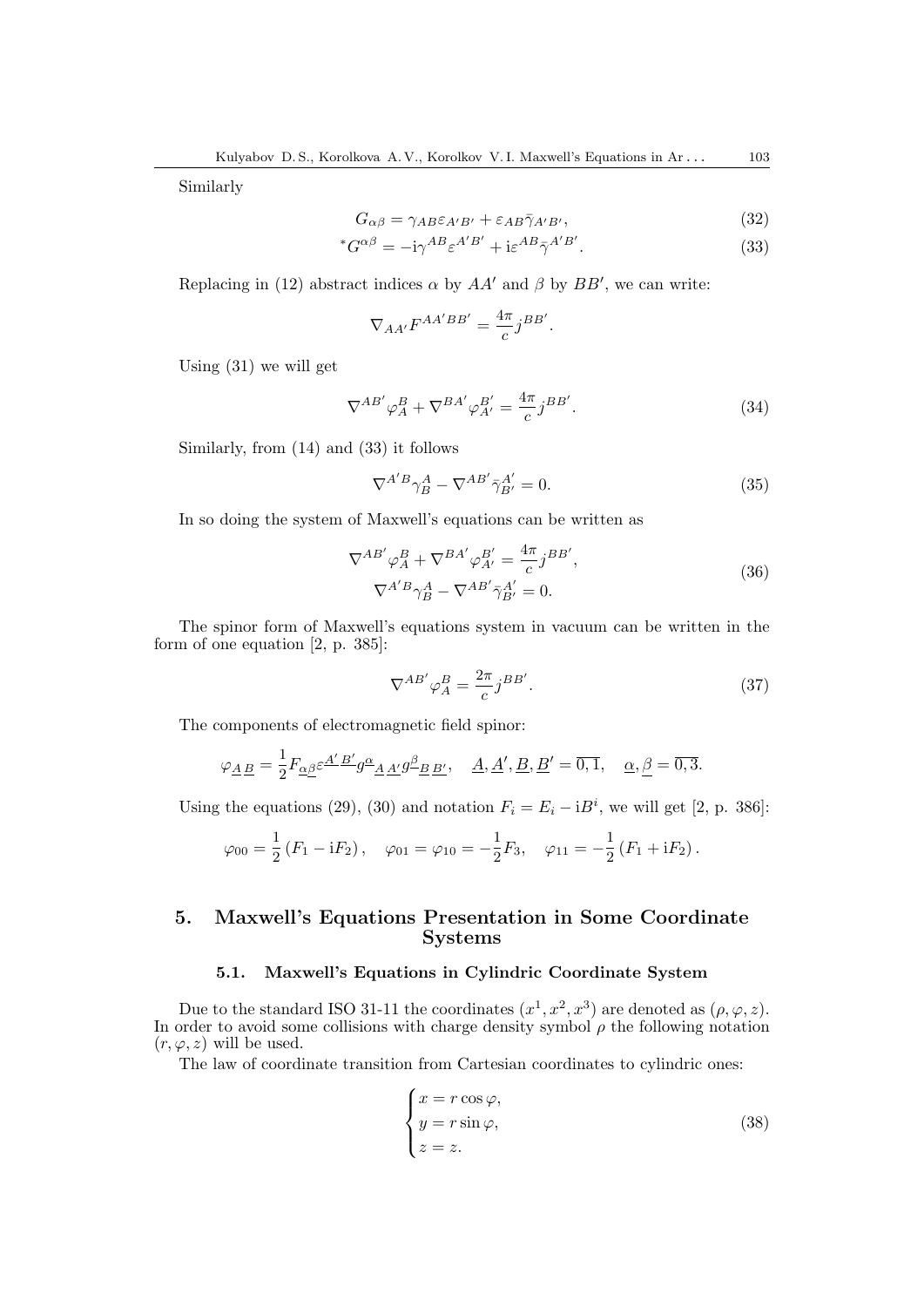Similarly

$$G_{\alpha\beta} = \gamma_{AB}\varepsilon_{A'B'} + \varepsilon_{AB}\bar{\gamma}_{A'B'}, \tag{32}$$

$$^{*}G^{\alpha\beta} = -\mathrm{i}\gamma^{AB}\varepsilon^{A'B'} + \mathrm{i}\varepsilon^{AB}\bar{\gamma}^{A'B'}. \tag{33}$$

Replacing in (12) abstract indices $\alpha$ by $AA'$ and $\beta$ by $BB'$, we can write:

$$\nabla_{AA'}F^{AA'BB'} = \frac{4\pi}{c}j^{BB'}.$$

Using (31) we will get

$$\nabla^{AB'}\varphi_A^B + \nabla^{BA'}\varphi_{A'}^{B'} = \frac{4\pi}{c}j^{BB'}. \tag{34}$$

Similarly, from (14) and (33) it follows

$$\nabla^{A'B}\gamma_B^A - \nabla^{AB'}\bar{\gamma}_{B'}^{A'} = 0. \tag{35}$$

In so doing the system of Maxwell's equations can be written as

$$\begin{gathered} \nabla^{AB'}\varphi_A^B + \nabla^{BA'}\varphi_{A'}^{B'} = \frac{4\pi}{c}j^{BB'}, \\ \nabla^{A'B}\gamma_B^A - \nabla^{AB'}\bar{\gamma}_{B'}^{A'} = 0. \end{gathered} \tag{36}$$

The spinor form of Maxwell's equations system in vacuum can be written in the form of one equation [2, p. 385]:

$$\nabla^{AB'}\varphi_A^B = \frac{2\pi}{c}j^{BB'}. \tag{37}$$

The components of electromagnetic field spinor:

$$\varphi_{\underline{A}\,\underline{B}} = \frac{1}{2}F_{\underline{\alpha}\underline{\beta}}\varepsilon^{\underline{A'}\,\underline{B'}}g^{\underline{\alpha}}{}_{\underline{A}\,\underline{A'}}g^{\underline{\beta}}{}_{\underline{B}\,\underline{B'}}, \quad \underline{A}, \underline{A'}, \underline{B}, \underline{B'} = \overline{0,1}, \quad \underline{\alpha}, \underline{\beta} = \overline{0,3}.$$

Using the equations (29), (30) and notation $F_i = E_i - \mathrm{i}B^i$, we will get [2, p. 386]:

$$\varphi_{00} = \frac{1}{2}\left(F_1 - \mathrm{i}F_2\right), \quad \varphi_{01} = \varphi_{10} = -\frac{1}{2}F_3, \quad \varphi_{11} = -\frac{1}{2}\left(F_1 + \mathrm{i}F_2\right).$$

## 5. Maxwell's Equations Presentation in Some Coordinate Systems

### 5.1. Maxwell's Equations in Cylindric Coordinate System

Due to the standard ISO 31-11 the coordinates $(x^1, x^2, x^3)$ are denoted as $(\rho, \varphi, z)$. In order to avoid some collisions with charge density symbol $\rho$ the following notation $(r, \varphi, z)$ will be used.

The law of coordinate transition from Cartesian coordinates to cylindric ones:

$$\begin{cases} x = r\cos\varphi, \\ y = r\sin\varphi, \\ z = z. \end{cases} \tag{38}$$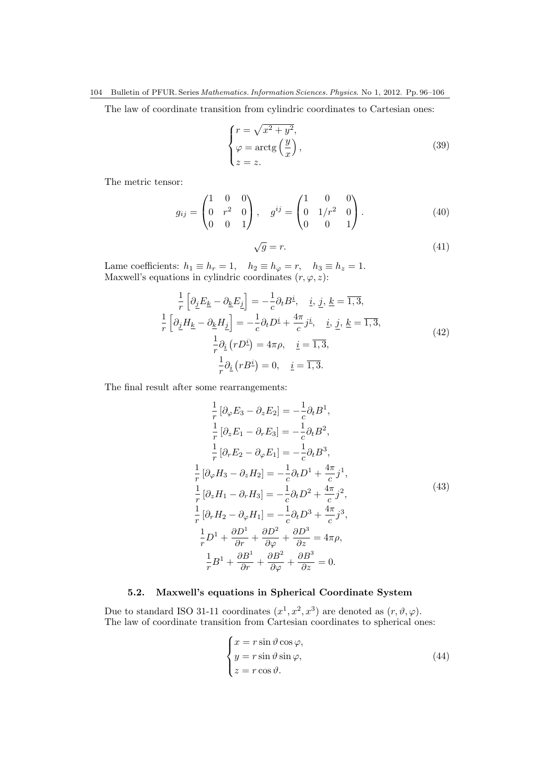The law of coordinate transition from cylindric coordinates to Cartesian ones:

$$
\begin{cases}
r = \sqrt{x^2 + y^2}, \\
\varphi = \operatorname{arctg}\left(\dfrac{y}{x}\right), \\
z = z.
\end{cases}
\tag{39}
$$

The metric tensor:

$$
g_{ij} = \begin{pmatrix} 1 & 0 & 0 \\ 0 & r^2 & 0 \\ 0 & 0 & 1 \end{pmatrix}, \quad g^{ij} = \begin{pmatrix} 1 & 0 & 0 \\ 0 & 1/r^2 & 0 \\ 0 & 0 & 1 \end{pmatrix}.
\tag{40}
$$

$$
\sqrt{g} = r.
\tag{41}
$$

Lame coefficients: $h_1 \equiv h_r = 1$, $\quad h_2 \equiv h_\varphi = r$, $\quad h_3 \equiv h_z = 1$.
Maxwell's equations in cylindric coordinates $(r, \varphi, z)$:

$$
\begin{gathered}
\frac{1}{r}\left[\partial_{\underline{j}} E_{\underline{k}} - \partial_{\underline{k}} E_{\underline{j}}\right] = -\frac{1}{c}\partial_t B^{\underline{i}}, \quad \underline{i},\, \underline{j},\, \underline{k} = \overline{1,3}, \\
\frac{1}{r}\left[\partial_{\underline{j}} H_{\underline{k}} - \partial_{\underline{k}} H_{\underline{j}}\right] = -\frac{1}{c}\partial_t D^{\underline{i}} + \frac{4\pi}{c} j^{\underline{i}}, \quad \underline{i},\, \underline{j},\, \underline{k} = \overline{1,3}, \\
\frac{1}{r}\partial_{\underline{i}}\left(r D^{\underline{i}}\right) = 4\pi\rho, \quad \underline{i} = \overline{1,3}, \\
\frac{1}{r}\partial_{\underline{i}}\left(r B^{\underline{i}}\right) = 0, \quad \underline{i} = \overline{1,3}.
\end{gathered}
\tag{42}
$$

The final result after some rearrangements:

$$
\begin{gathered}
\frac{1}{r}\left[\partial_\varphi E_3 - \partial_z E_2\right] = -\frac{1}{c}\partial_t B^1, \\
\frac{1}{r}\left[\partial_z E_1 - \partial_r E_3\right] = -\frac{1}{c}\partial_t B^2, \\
\frac{1}{r}\left[\partial_r E_2 - \partial_\varphi E_1\right] = -\frac{1}{c}\partial_t B^3, \\
\frac{1}{r}\left[\partial_\varphi H_3 - \partial_z H_2\right] = -\frac{1}{c}\partial_t D^1 + \frac{4\pi}{c} j^1, \\
\frac{1}{r}\left[\partial_z H_1 - \partial_r H_3\right] = -\frac{1}{c}\partial_t D^2 + \frac{4\pi}{c} j^2, \\
\frac{1}{r}\left[\partial_r H_2 - \partial_\varphi H_1\right] = -\frac{1}{c}\partial_t D^3 + \frac{4\pi}{c} j^3, \\
\frac{1}{r} D^1 + \frac{\partial D^1}{\partial r} + \frac{\partial D^2}{\partial \varphi} + \frac{\partial D^3}{\partial z} = 4\pi\rho, \\
\frac{1}{r} B^1 + \frac{\partial B^1}{\partial r} + \frac{\partial B^2}{\partial \varphi} + \frac{\partial B^3}{\partial z} = 0.
\end{gathered}
\tag{43}
$$

### 5.2. Maxwell's equations in Spherical Coordinate System

Due to standard ISO 31-11 coordinates $(x^1, x^2, x^3)$ are denoted as $(r, \vartheta, \varphi)$.
The law of coordinate transition from Cartesian coordinates to spherical ones:

$$
\begin{cases}
x = r \sin\vartheta \cos\varphi, \\
y = r \sin\vartheta \sin\varphi, \\
z = r \cos\vartheta.
\end{cases}
\tag{44}
$$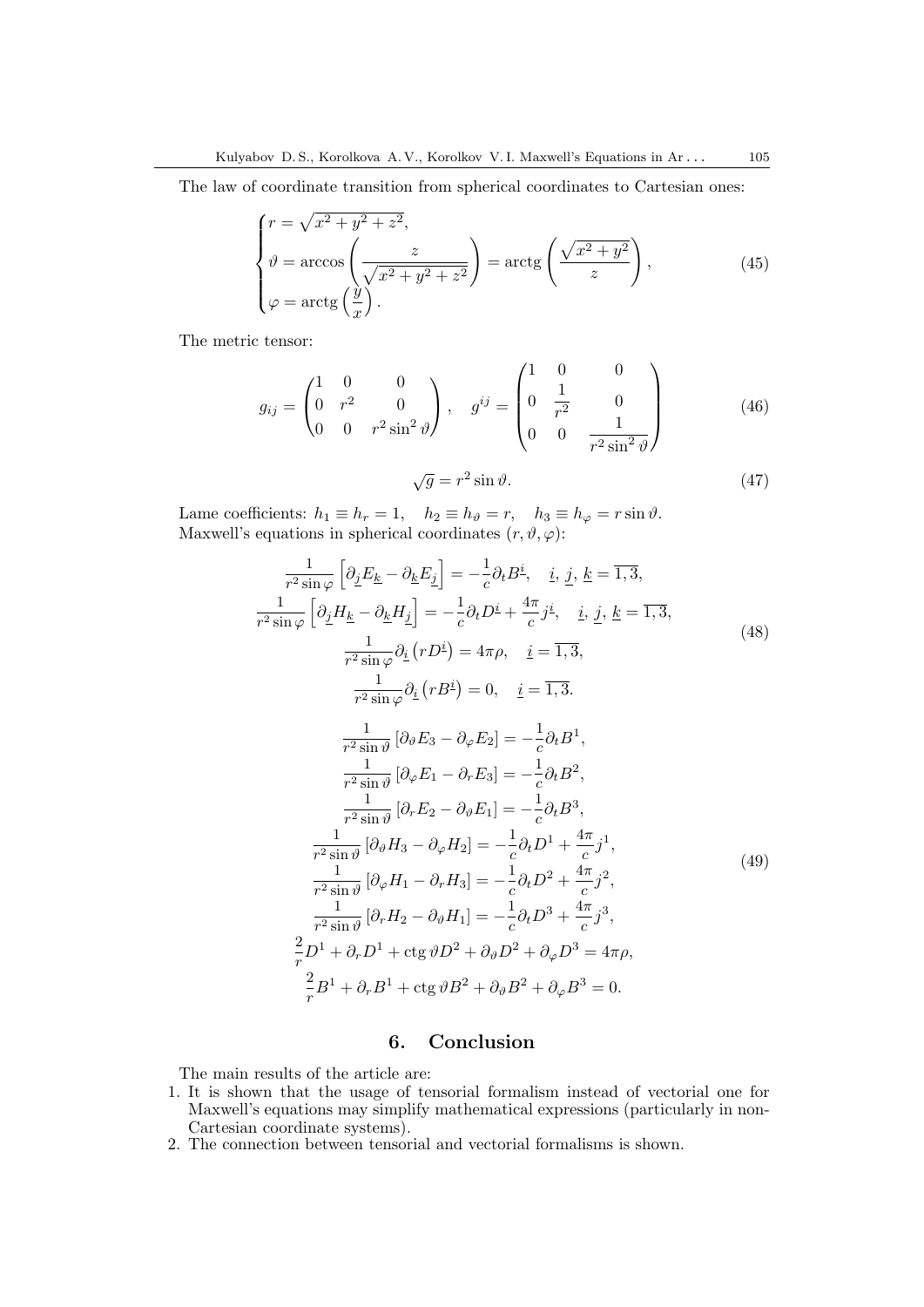The law of coordinate transition from spherical coordinates to Cartesian ones:

$$
\begin{cases}
r = \sqrt{x^2 + y^2 + z^2}, \\
\vartheta = \arccos\left(\dfrac{z}{\sqrt{x^2 + y^2 + z^2}}\right) = \operatorname{arctg}\left(\dfrac{\sqrt{x^2 + y^2}}{z}\right), \\
\varphi = \operatorname{arctg}\left(\dfrac{y}{x}\right).
\end{cases}
\tag{45}
$$

The metric tensor:

$$
g_{ij} = \begin{pmatrix} 1 & 0 & 0 \\ 0 & r^2 & 0 \\ 0 & 0 & r^2 \sin^2 \vartheta \end{pmatrix}, \quad g^{ij} = \begin{pmatrix} 1 & 0 & 0 \\ 0 & \dfrac{1}{r^2} & 0 \\ 0 & 0 & \dfrac{1}{r^2 \sin^2 \vartheta} \end{pmatrix}
\tag{46}
$$

$$
\sqrt{g} = r^2 \sin \vartheta.
\tag{47}
$$

Lame coefficients: $h_1 \equiv h_r = 1$, $h_2 \equiv h_\vartheta = r$, $h_3 \equiv h_\varphi = r \sin \vartheta$.
Maxwell's equations in spherical coordinates $(r, \vartheta, \varphi)$:

$$
\begin{gathered}
\frac{1}{r^2 \sin \varphi} \left[ \partial_{\underline{j}} E_{\underline{k}} - \partial_{\underline{k}} E_{\underline{j}} \right] = -\frac{1}{c} \partial_t B^{\underline{i}}, \quad \underline{i},\, \underline{j},\, \underline{k} = \overline{1,3}, \\
\frac{1}{r^2 \sin \varphi} \left[ \partial_{\underline{j}} H_{\underline{k}} - \partial_{\underline{k}} H_{\underline{j}} \right] = -\frac{1}{c} \partial_t D^{\underline{i}} + \frac{4\pi}{c} j^{\underline{i}}, \quad \underline{i},\, \underline{j},\, \underline{k} = \overline{1,3}, \\
\frac{1}{r^2 \sin \varphi} \partial_{\underline{i}} \left( r D^{\underline{i}} \right) = 4\pi\rho, \quad \underline{i} = \overline{1,3}, \\
\frac{1}{r^2 \sin \varphi} \partial_{\underline{i}} \left( r B^{\underline{i}} \right) = 0, \quad \underline{i} = \overline{1,3}.
\end{gathered}
\tag{48}
$$

$$
\begin{gathered}
\frac{1}{r^2 \sin \vartheta} \left[ \partial_\vartheta E_3 - \partial_\varphi E_2 \right] = -\frac{1}{c} \partial_t B^1, \\
\frac{1}{r^2 \sin \vartheta} \left[ \partial_\varphi E_1 - \partial_r E_3 \right] = -\frac{1}{c} \partial_t B^2, \\
\frac{1}{r^2 \sin \vartheta} \left[ \partial_r E_2 - \partial_\vartheta E_1 \right] = -\frac{1}{c} \partial_t B^3, \\
\frac{1}{r^2 \sin \vartheta} \left[ \partial_\vartheta H_3 - \partial_\varphi H_2 \right] = -\frac{1}{c} \partial_t D^1 + \frac{4\pi}{c} j^1, \\
\frac{1}{r^2 \sin \vartheta} \left[ \partial_\varphi H_1 - \partial_r H_3 \right] = -\frac{1}{c} \partial_t D^2 + \frac{4\pi}{c} j^2, \\
\frac{1}{r^2 \sin \vartheta} \left[ \partial_r H_2 - \partial_\vartheta H_1 \right] = -\frac{1}{c} \partial_t D^3 + \frac{4\pi}{c} j^3, \\
\frac{2}{r} D^1 + \partial_r D^1 + \operatorname{ctg} \vartheta D^2 + \partial_\vartheta D^2 + \partial_\varphi D^3 = 4\pi\rho, \\
\frac{2}{r} B^1 + \partial_r B^1 + \operatorname{ctg} \vartheta B^2 + \partial_\vartheta B^2 + \partial_\varphi B^3 = 0.
\end{gathered}
\tag{49}
$$

## 6. Conclusion

The main results of the article are:

1. It is shown that the usage of tensorial formalism instead of vectorial one for Maxwell's equations may simplify mathematical expressions (particularly in non-Cartesian coordinate systems).
2. The connection between tensorial and vectorial formalisms is shown.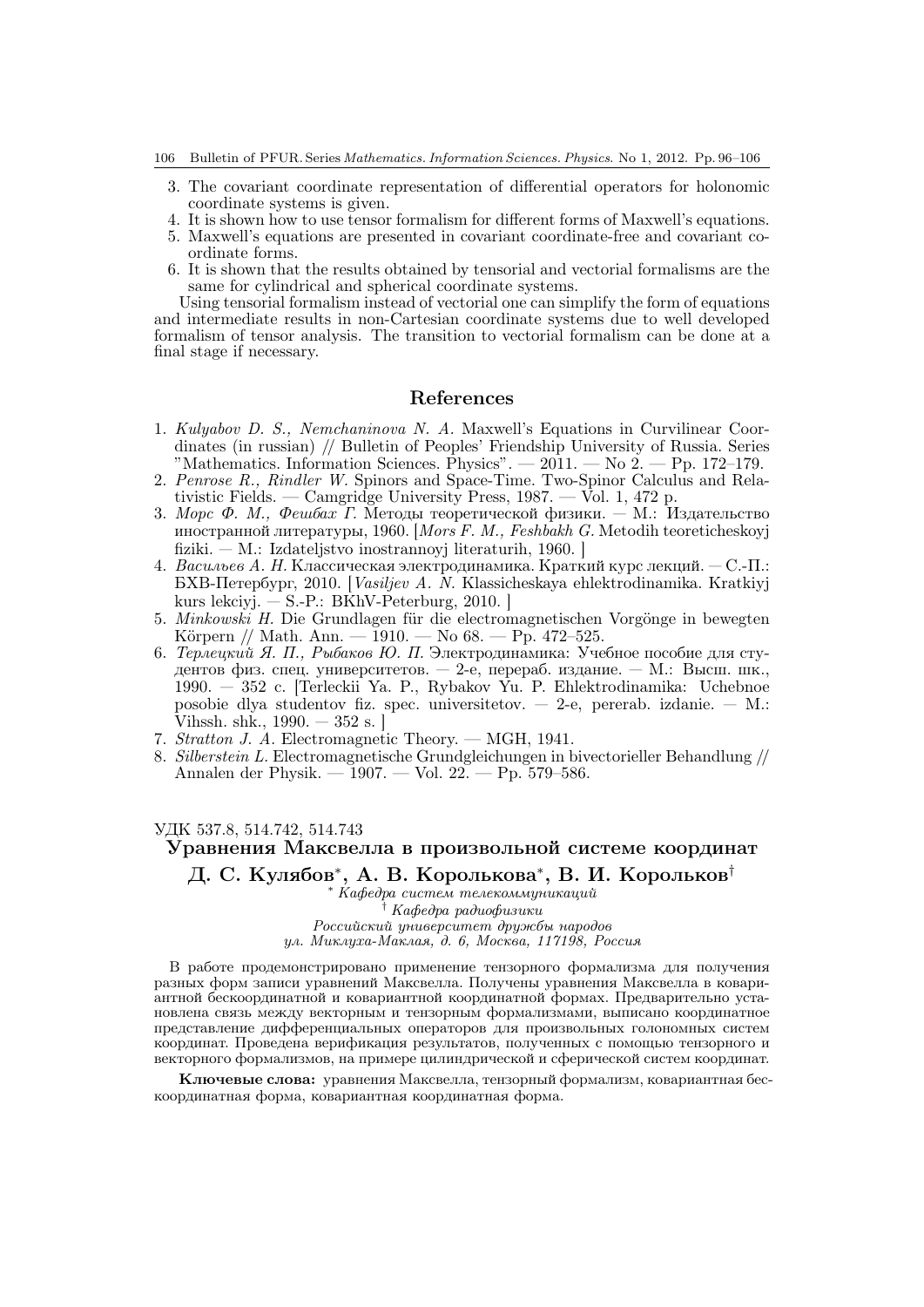3. The covariant coordinate representation of differential operators for holonomic coordinate systems is given.
4. It is shown how to use tensor formalism for different forms of Maxwell's equations.
5. Maxwell's equations are presented in covariant coordinate-free and covariant coordinate forms.
6. It is shown that the results obtained by tensorial and vectorial formalisms are the same for cylindrical and spherical coordinate systems.

Using tensorial formalism instead of vectorial one can simplify the form of equations and intermediate results in non-Cartesian coordinate systems due to well developed formalism of tensor analysis. The transition to vectorial formalism can be done at a final stage if necessary.

## References

1. *Kulyabov D. S., Nemchaninova N. A.* Maxwell's Equations in Curvilinear Coordinates (in russian) // Bulletin of Peoples' Friendship University of Russia. Series "Mathematics. Information Sciences. Physics". — 2011. — No 2. — Pp. 172–179.
2. *Penrose R., Rindler W.* Spinors and Space-Time. Two-Spinor Calculus and Relativistic Fields. — Camgridge University Press, 1987. — Vol. 1, 472 p.
3. *Морс Ф. М., Фешбах Г.* Методы теоретической физики. — М.: Издательство иностранной литературы, 1960. [*Mors F. M., Feshbakh G.* Metodih teoreticheskoyj fiziki. — M.: Izdateljstvo inostrannoyj literaturih, 1960. ]
4. *Васильев А. Н.* Классическая электродинамика. Краткий курс лекций. — С.-П.: БХВ-Петербург, 2010. [*Vasiljev A. N.* Klassicheskaya ehlektrodinamika. Kratkiyj kurs lekciyj. — S.-P.: BKhV-Peterburg, 2010. ]
5. *Minkowski H.* Die Grundlagen für die electromagnetischen Vorgönge in bewegten Körpern // Math. Ann. — 1910. — No 68. — Pp. 472–525.
6. *Терлецкий Я. П., Рыбаков Ю. П.* Электродинамика: Учебное пособие для студентов физ. спец. университетов. — 2-е, перераб. издание. — М.: Высш. шк., 1990. — 352 с. [Terleckii Ya. P., Rybakov Yu. P. Ehlektrodinamika: Uchebnoe posobie dlya studentov fiz. spec. universitetov. — 2-e, pererab. izdanie. — M.: Vihssh. shk., 1990. — 352 s. ]
7. *Stratton J. A.* Electromagnetic Theory. — MGH, 1941.
8. *Silberstein L.* Electromagnetische Grundgleichungen in bivectorieller Behandlung // Annalen der Physik. — 1907. — Vol. 22. — Pp. 579–586.

УДК 537.8, 514.742, 514.743

## Уравнения Максвелла в произвольной системе координат

### Д. С. Кулябов[*], А. В. Королькова[*], В. И. Корольков[†]

[*] *Кафедра систем телекоммуникаций*
[†] *Кафедра радиофизики*
*Российский университет дружбы народов*
*ул. Миклуха-Маклая, д. 6, Москва, 117198, Россия*

В работе продемонстрировано применение тензорного формализма для получения разных форм записи уравнений Максвелла. Получены уравнения Максвелла в ковариантной бескоординатной и ковариантной координатной формах. Предварительно установлена связь между векторным и тензорным формализмами, выписано координатное представление дифференциальных операторов для произвольных голономных систем координат. Проведена верификация результатов, полученных с помощью тензорного и векторного формализмов, на примере цилиндрической и сферической систем координат.

**Ключевые слова:** уравнения Максвелла, тензорный формализм, ковариантная бескоординатная форма, ковариантная координатная форма.